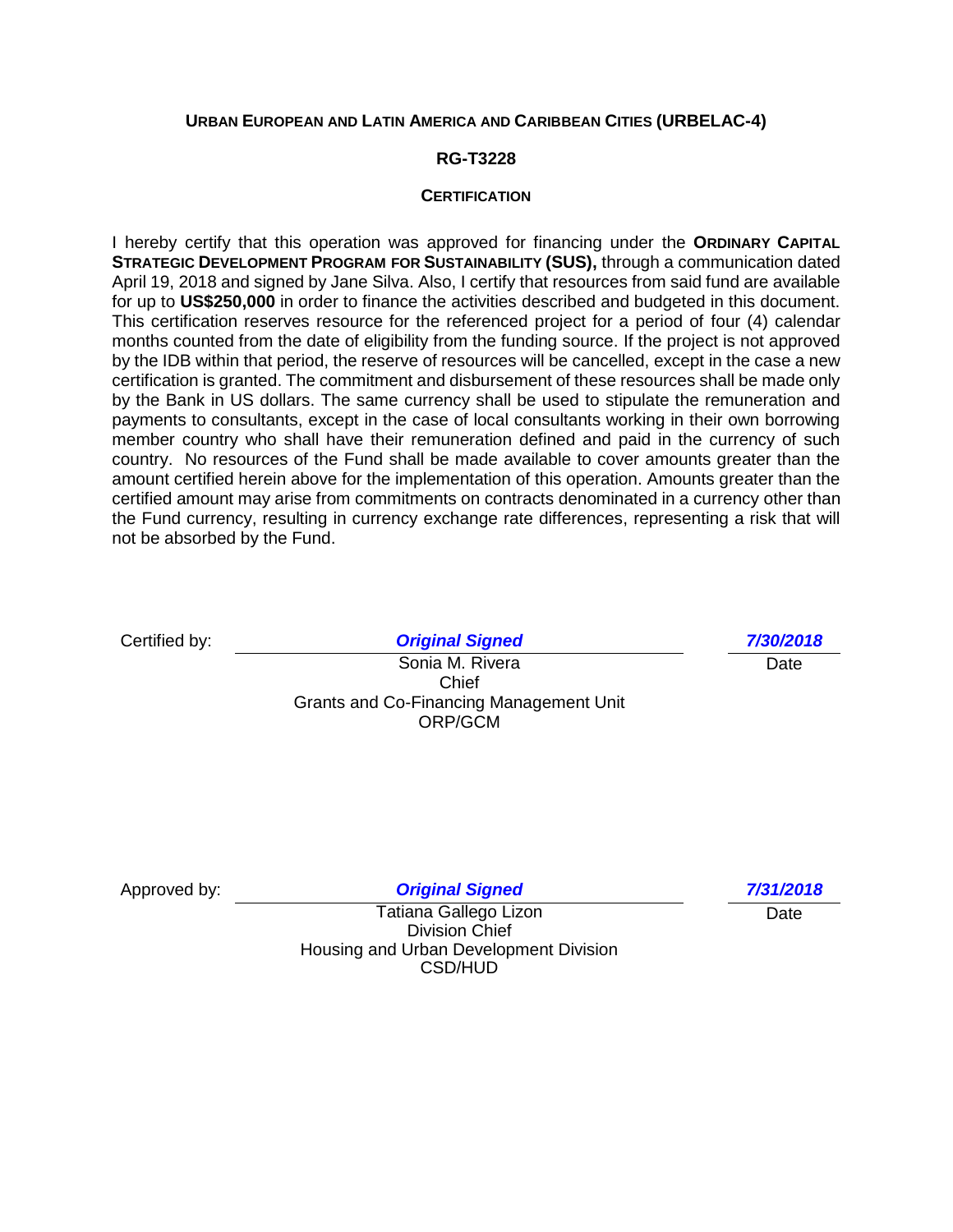**URBAN EUROPEAN AND LATIN AMERICA AND CARIBBEAN CITIES (URBELAC-4)**

**RG-T3228**

**CERTIFICATION**

I hereby certify that this operation was approved for financing under the **ORDINARY CAPITAL STRATEGIC DEVELOPMENT PROGRAM FOR SUSTAINABILITY (SUS),** through a communication dated April 19, 2018 and signed by Jane Silva. Also, I certify that resources from said fund are available for up to **US$250,000** in order to finance the activities described and budgeted in this document. This certification reserves resource for the referenced project for a period of four (4) calendar months counted from the date of eligibility from the funding source. If the project is not approved by the IDB within that period, the reserve of resources will be cancelled, except in the case a new certification is granted. The commitment and disbursement of these resources shall be made only by the Bank in US dollars. The same currency shall be used to stipulate the remuneration and payments to consultants, except in the case of local consultants working in their own borrowing member country who shall have their remuneration defined and paid in the currency of such country. No resources of the Fund shall be made available to cover amounts greater than the amount certified herein above for the implementation of this operation. Amounts greater than the certified amount may arise from commitments on contracts denominated in a currency other than the Fund currency, resulting in currency exchange rate differences, representing a risk that will not be absorbed by the Fund.

Certified by: ***Original Signed*** ***7/30/2018***

Sonia M. Rivera
Chief
Grants and Co-Financing Management Unit
ORP/GCM

Date

Approved by: ***Original Signed*** ***7/31/2018***

Tatiana Gallego Lizon
Division Chief
Housing and Urban Development Division
CSD/HUD

Date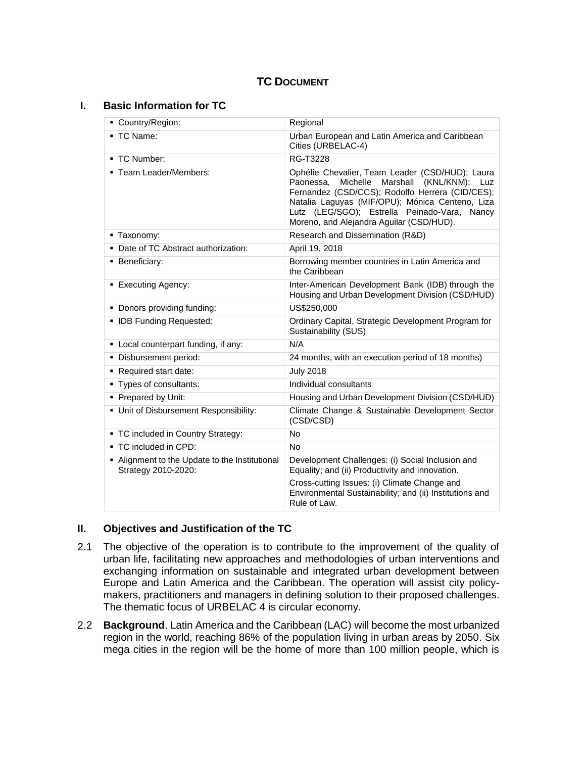# TC DOCUMENT

## I. Basic Information for TC

| | |
|---|---|
| ▪ Country/Region: | Regional |
| ▪ TC Name: | Urban European and Latin America and Caribbean Cities (URBELAC-4) |
| ▪ TC Number: | RG-T3228 |
| ▪ Team Leader/Members: | Ophélie Chevalier, Team Leader (CSD/HUD); Laura Paonessa, Michelle Marshall (KNL/KNM); Luz Fernandez (CSD/CCS); Rodolfo Herrera (CID/CES); Natalia Laguyas (MIF/OPU); Mónica Centeno, Liza Lutz (LEG/SGO); Estrella Peinado-Vara, Nancy Moreno, and Alejandra Aguilar (CSD/HUD). |
| ▪ Taxonomy: | Research and Dissemination (R&D) |
| ▪ Date of TC Abstract authorization: | April 19, 2018 |
| ▪ Beneficiary: | Borrowing member countries in Latin America and the Caribbean |
| ▪ Executing Agency: | Inter-American Development Bank (IDB) through the Housing and Urban Development Division (CSD/HUD) |
| ▪ Donors providing funding: | US$250,000 |
| ▪ IDB Funding Requested: | Ordinary Capital, Strategic Development Program for Sustainability (SUS) |
| ▪ Local counterpart funding, if any: | N/A |
| ▪ Disbursement period: | 24 months, with an execution period of 18 months) |
| ▪ Required start date: | July 2018 |
| ▪ Types of consultants: | Individual consultants |
| ▪ Prepared by Unit: | Housing and Urban Development Division (CSD/HUD) |
| ▪ Unit of Disbursement Responsibility: | Climate Change & Sustainable Development Sector (CSD/CSD) |
| ▪ TC included in Country Strategy: | No |
| ▪ TC included in CPD: | No |
| ▪ Alignment to the Update to the Institutional Strategy 2010-2020: | Development Challenges: (i) Social Inclusion and Equality; and (ii) Productivity and innovation. Cross-cutting Issues: (i) Climate Change and Environmental Sustainability; and (ii) Institutions and Rule of Law. |

## II. Objectives and Justification of the TC

2.1 The objective of the operation is to contribute to the improvement of the quality of urban life, facilitating new approaches and methodologies of urban interventions and exchanging information on sustainable and integrated urban development between Europe and Latin America and the Caribbean. The operation will assist city policy-makers, practitioners and managers in defining solution to their proposed challenges. The thematic focus of URBELAC 4 is circular economy.

2.2 **Background**. Latin America and the Caribbean (LAC) will become the most urbanized region in the world, reaching 86% of the population living in urban areas by 2050. Six mega cities in the region will be the home of more than 100 million people, which is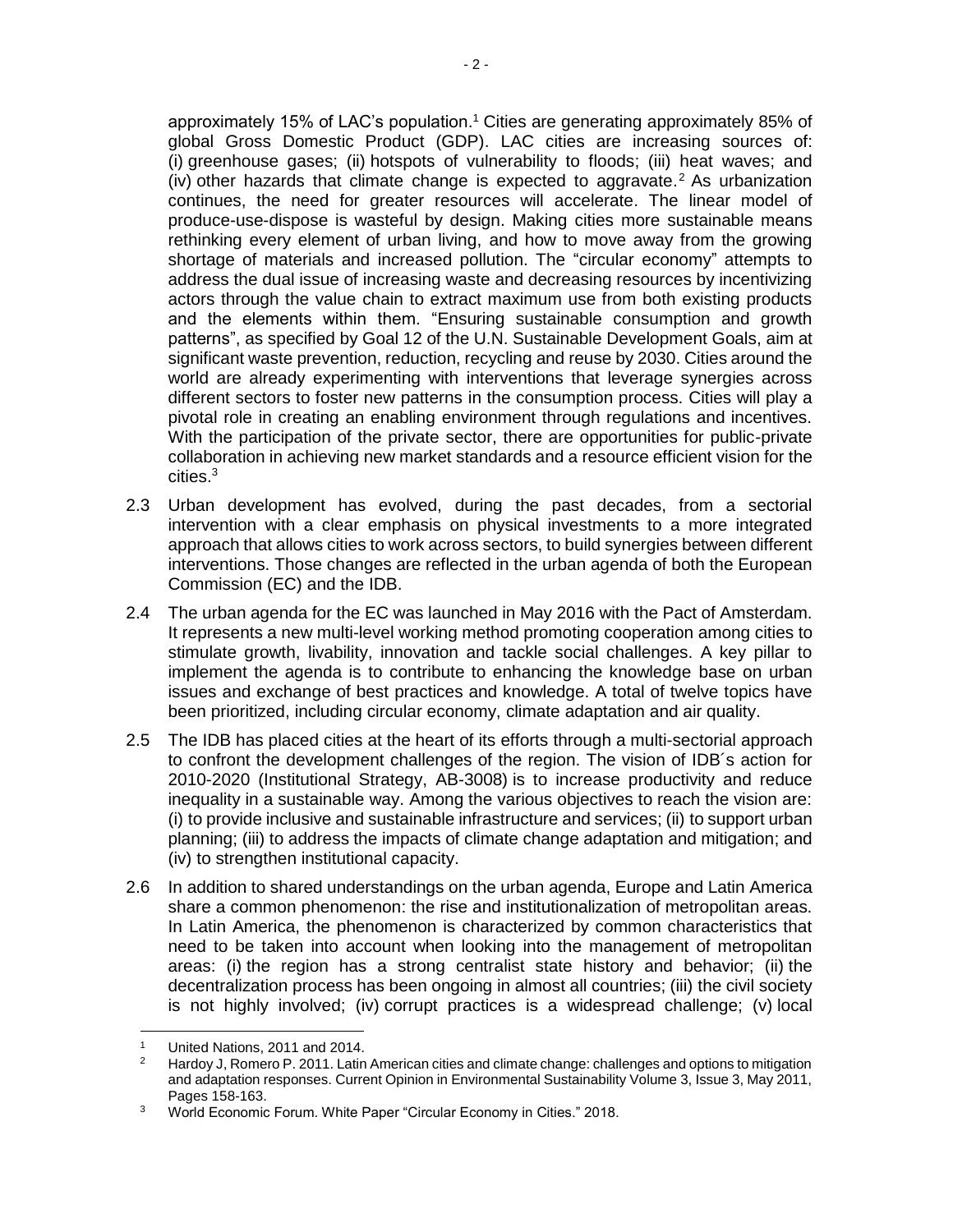approximately 15% of LAC's population.[1] Cities are generating approximately 85% of global Gross Domestic Product (GDP). LAC cities are increasing sources of: (i) greenhouse gases; (ii) hotspots of vulnerability to floods; (iii) heat waves; and (iv) other hazards that climate change is expected to aggravate.[2] As urbanization continues, the need for greater resources will accelerate. The linear model of produce-use-dispose is wasteful by design. Making cities more sustainable means rethinking every element of urban living, and how to move away from the growing shortage of materials and increased pollution. The "circular economy" attempts to address the dual issue of increasing waste and decreasing resources by incentivizing actors through the value chain to extract maximum use from both existing products and the elements within them. "Ensuring sustainable consumption and growth patterns", as specified by Goal 12 of the U.N. Sustainable Development Goals, aim at significant waste prevention, reduction, recycling and reuse by 2030. Cities around the world are already experimenting with interventions that leverage synergies across different sectors to foster new patterns in the consumption process. Cities will play a pivotal role in creating an enabling environment through regulations and incentives. With the participation of the private sector, there are opportunities for public-private collaboration in achieving new market standards and a resource efficient vision for the cities.[3]

2.3 Urban development has evolved, during the past decades, from a sectorial intervention with a clear emphasis on physical investments to a more integrated approach that allows cities to work across sectors, to build synergies between different interventions. Those changes are reflected in the urban agenda of both the European Commission (EC) and the IDB.

2.4 The urban agenda for the EC was launched in May 2016 with the Pact of Amsterdam. It represents a new multi-level working method promoting cooperation among cities to stimulate growth, livability, innovation and tackle social challenges. A key pillar to implement the agenda is to contribute to enhancing the knowledge base on urban issues and exchange of best practices and knowledge. A total of twelve topics have been prioritized, including circular economy, climate adaptation and air quality.

2.5 The IDB has placed cities at the heart of its efforts through a multi-sectorial approach to confront the development challenges of the region. The vision of IDB´s action for 2010-2020 (Institutional Strategy, AB-3008) is to increase productivity and reduce inequality in a sustainable way. Among the various objectives to reach the vision are: (i) to provide inclusive and sustainable infrastructure and services; (ii) to support urban planning; (iii) to address the impacts of climate change adaptation and mitigation; and (iv) to strengthen institutional capacity.

2.6 In addition to shared understandings on the urban agenda, Europe and Latin America share a common phenomenon: the rise and institutionalization of metropolitan areas. In Latin America, the phenomenon is characterized by common characteristics that need to be taken into account when looking into the management of metropolitan areas: (i) the region has a strong centralist state history and behavior; (ii) the decentralization process has been ongoing in almost all countries; (iii) the civil society is not highly involved; (iv) corrupt practices is a widespread challenge; (v) local

---

[1] United Nations, 2011 and 2014.

[2] Hardoy J, Romero P. 2011. Latin American cities and climate change: challenges and options to mitigation and adaptation responses. Current Opinion in Environmental Sustainability Volume 3, Issue 3, May 2011, Pages 158-163.

[3] World Economic Forum. White Paper "Circular Economy in Cities." 2018.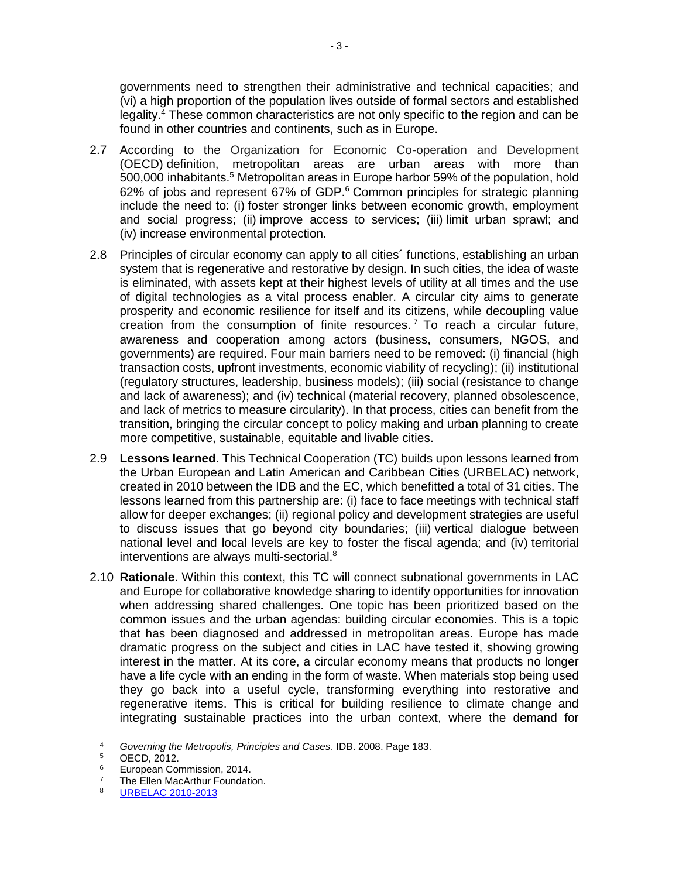governments need to strengthen their administrative and technical capacities; and (vi) a high proportion of the population lives outside of formal sectors and established legality.[4] These common characteristics are not only specific to the region and can be found in other countries and continents, such as in Europe.

2.7 According to the Organization for Economic Co-operation and Development (OECD) definition, metropolitan areas are urban areas with more than 500,000 inhabitants.[5] Metropolitan areas in Europe harbor 59% of the population, hold 62% of jobs and represent 67% of GDP.[6] Common principles for strategic planning include the need to: (i) foster stronger links between economic growth, employment and social progress; (ii) improve access to services; (iii) limit urban sprawl; and (iv) increase environmental protection.

2.8 Principles of circular economy can apply to all cities´ functions, establishing an urban system that is regenerative and restorative by design. In such cities, the idea of waste is eliminated, with assets kept at their highest levels of utility at all times and the use of digital technologies as a vital process enabler. A circular city aims to generate prosperity and economic resilience for itself and its citizens, while decoupling value creation from the consumption of finite resources.[7] To reach a circular future, awareness and cooperation among actors (business, consumers, NGOS, and governments) are required. Four main barriers need to be removed: (i) financial (high transaction costs, upfront investments, economic viability of recycling); (ii) institutional (regulatory structures, leadership, business models); (iii) social (resistance to change and lack of awareness); and (iv) technical (material recovery, planned obsolescence, and lack of metrics to measure circularity). In that process, cities can benefit from the transition, bringing the circular concept to policy making and urban planning to create more competitive, sustainable, equitable and livable cities.

2.9 **Lessons learned**. This Technical Cooperation (TC) builds upon lessons learned from the Urban European and Latin American and Caribbean Cities (URBELAC) network, created in 2010 between the IDB and the EC, which benefitted a total of 31 cities. The lessons learned from this partnership are: (i) face to face meetings with technical staff allow for deeper exchanges; (ii) regional policy and development strategies are useful to discuss issues that go beyond city boundaries; (iii) vertical dialogue between national level and local levels are key to foster the fiscal agenda; and (iv) territorial interventions are always multi-sectorial.[8]

2.10 **Rationale**. Within this context, this TC will connect subnational governments in LAC and Europe for collaborative knowledge sharing to identify opportunities for innovation when addressing shared challenges. One topic has been prioritized based on the common issues and the urban agendas: building circular economies. This is a topic that has been diagnosed and addressed in metropolitan areas. Europe has made dramatic progress on the subject and cities in LAC have tested it, showing growing interest in the matter. At its core, a circular economy means that products no longer have a life cycle with an ending in the form of waste. When materials stop being used they go back into a useful cycle, transforming everything into restorative and regenerative items. This is critical for building resilience to climate change and integrating sustainable practices into the urban context, where the demand for

---

[4] *Governing the Metropolis, Principles and Cases*. IDB. 2008. Page 183.

[5] OECD, 2012.

[6] European Commission, 2014.

[7] The Ellen MacArthur Foundation.

[8] URBELAC 2010-2013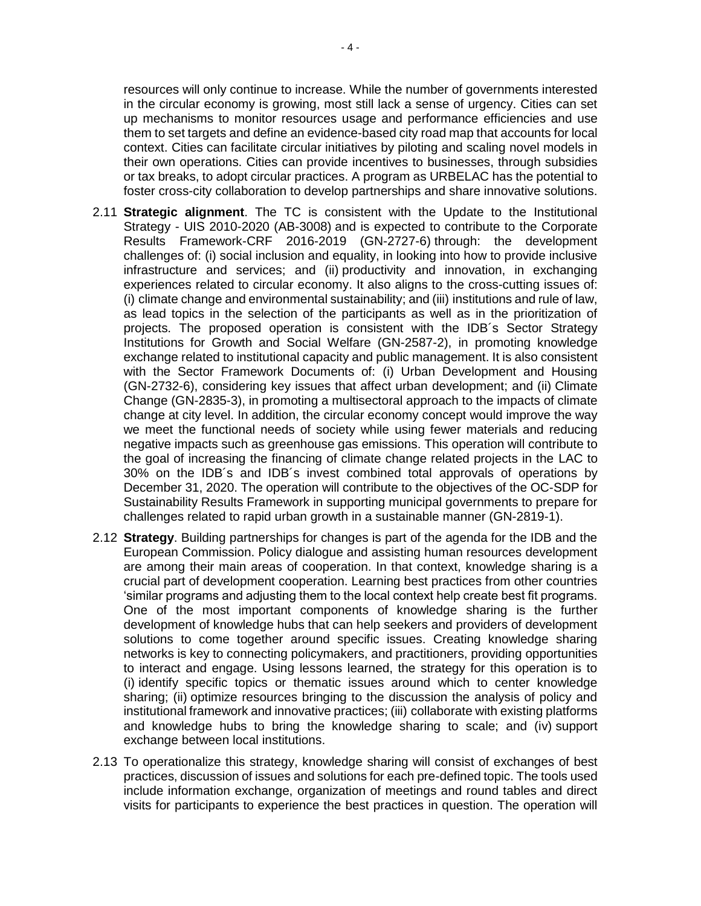resources will only continue to increase. While the number of governments interested in the circular economy is growing, most still lack a sense of urgency. Cities can set up mechanisms to monitor resources usage and performance efficiencies and use them to set targets and define an evidence-based city road map that accounts for local context. Cities can facilitate circular initiatives by piloting and scaling novel models in their own operations. Cities can provide incentives to businesses, through subsidies or tax breaks, to adopt circular practices. A program as URBELAC has the potential to foster cross-city collaboration to develop partnerships and share innovative solutions.

2.11 **Strategic alignment**. The TC is consistent with the Update to the Institutional Strategy - UIS 2010-2020 (AB-3008) and is expected to contribute to the Corporate Results Framework-CRF 2016-2019 (GN-2727-6) through: the development challenges of: (i) social inclusion and equality, in looking into how to provide inclusive infrastructure and services; and (ii) productivity and innovation, in exchanging experiences related to circular economy. It also aligns to the cross-cutting issues of: (i) climate change and environmental sustainability; and (iii) institutions and rule of law, as lead topics in the selection of the participants as well as in the prioritization of projects. The proposed operation is consistent with the IDB´s Sector Strategy Institutions for Growth and Social Welfare (GN-2587-2), in promoting knowledge exchange related to institutional capacity and public management. It is also consistent with the Sector Framework Documents of: (i) Urban Development and Housing (GN-2732-6), considering key issues that affect urban development; and (ii) Climate Change (GN-2835-3), in promoting a multisectoral approach to the impacts of climate change at city level. In addition, the circular economy concept would improve the way we meet the functional needs of society while using fewer materials and reducing negative impacts such as greenhouse gas emissions. This operation will contribute to the goal of increasing the financing of climate change related projects in the LAC to 30% on the IDB´s and IDB´s invest combined total approvals of operations by December 31, 2020. The operation will contribute to the objectives of the OC-SDP for Sustainability Results Framework in supporting municipal governments to prepare for challenges related to rapid urban growth in a sustainable manner (GN-2819-1).

2.12 **Strategy**. Building partnerships for changes is part of the agenda for the IDB and the European Commission. Policy dialogue and assisting human resources development are among their main areas of cooperation. In that context, knowledge sharing is a crucial part of development cooperation. Learning best practices from other countries 'similar programs and adjusting them to the local context help create best fit programs. One of the most important components of knowledge sharing is the further development of knowledge hubs that can help seekers and providers of development solutions to come together around specific issues. Creating knowledge sharing networks is key to connecting policymakers, and practitioners, providing opportunities to interact and engage. Using lessons learned, the strategy for this operation is to (i) identify specific topics or thematic issues around which to center knowledge sharing; (ii) optimize resources bringing to the discussion the analysis of policy and institutional framework and innovative practices; (iii) collaborate with existing platforms and knowledge hubs to bring the knowledge sharing to scale; and (iv) support exchange between local institutions.

2.13 To operationalize this strategy, knowledge sharing will consist of exchanges of best practices, discussion of issues and solutions for each pre-defined topic. The tools used include information exchange, organization of meetings and round tables and direct visits for participants to experience the best practices in question. The operation will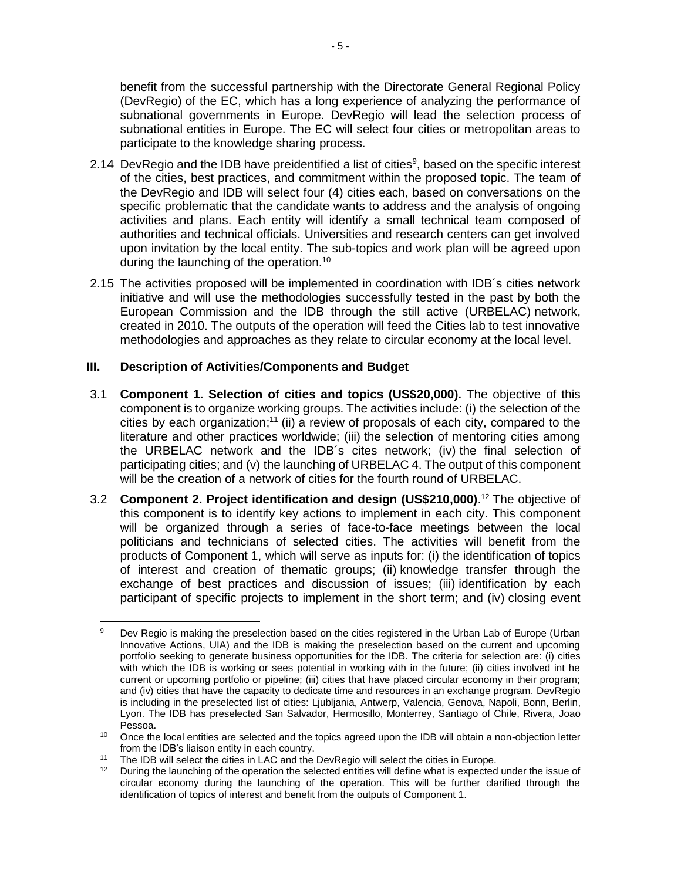benefit from the successful partnership with the Directorate General Regional Policy (DevRegio) of the EC, which has a long experience of analyzing the performance of subnational governments in Europe. DevRegio will lead the selection process of subnational entities in Europe. The EC will select four cities or metropolitan areas to participate to the knowledge sharing process.

2.14 DevRegio and the IDB have preidentified a list of cities[9], based on the specific interest of the cities, best practices, and commitment within the proposed topic. The team of the DevRegio and IDB will select four (4) cities each, based on conversations on the specific problematic that the candidate wants to address and the analysis of ongoing activities and plans. Each entity will identify a small technical team composed of authorities and technical officials. Universities and research centers can get involved upon invitation by the local entity. The sub-topics and work plan will be agreed upon during the launching of the operation.[10]

2.15 The activities proposed will be implemented in coordination with IDB´s cities network initiative and will use the methodologies successfully tested in the past by both the European Commission and the IDB through the still active (URBELAC) network, created in 2010. The outputs of the operation will feed the Cities lab to test innovative methodologies and approaches as they relate to circular economy at the local level.

## III. Description of Activities/Components and Budget

3.1 **Component 1. Selection of cities and topics (US$20,000).** The objective of this component is to organize working groups. The activities include: (i) the selection of the cities by each organization;[11] (ii) a review of proposals of each city, compared to the literature and other practices worldwide; (iii) the selection of mentoring cities among the URBELAC network and the IDB´s cites network; (iv) the final selection of participating cities; and (v) the launching of URBELAC 4. The output of this component will be the creation of a network of cities for the fourth round of URBELAC.

3.2 **Component 2. Project identification and design (US$210,000)**.[12] The objective of this component is to identify key actions to implement in each city. This component will be organized through a series of face-to-face meetings between the local politicians and technicians of selected cities. The activities will benefit from the products of Component 1, which will serve as inputs for: (i) the identification of topics of interest and creation of thematic groups; (ii) knowledge transfer through the exchange of best practices and discussion of issues; (iii) identification by each participant of specific projects to implement in the short term; and (iv) closing event

---

[9] Dev Regio is making the preselection based on the cities registered in the Urban Lab of Europe (Urban Innovative Actions, UIA) and the IDB is making the preselection based on the current and upcoming portfolio seeking to generate business opportunities for the IDB. The criteria for selection are: (i) cities with which the IDB is working or sees potential in working with in the future; (ii) cities involved int he current or upcoming portfolio or pipeline; (iii) cities that have placed circular economy in their program; and (iv) cities that have the capacity to dedicate time and resources in an exchange program. DevRegio is including in the preselected list of cities: Ljubljania, Antwerp, Valencia, Genova, Napoli, Bonn, Berlin, Lyon. The IDB has preselected San Salvador, Hermosillo, Monterrey, Santiago of Chile, Rivera, Joao Pessoa.

[10] Once the local entities are selected and the topics agreed upon the IDB will obtain a non-objection letter from the IDB's liaison entity in each country.

[11] The IDB will select the cities in LAC and the DevRegio will select the cities in Europe.

[12] During the launching of the operation the selected entities will define what is expected under the issue of circular economy during the launching of the operation. This will be further clarified through the identification of topics of interest and benefit from the outputs of Component 1.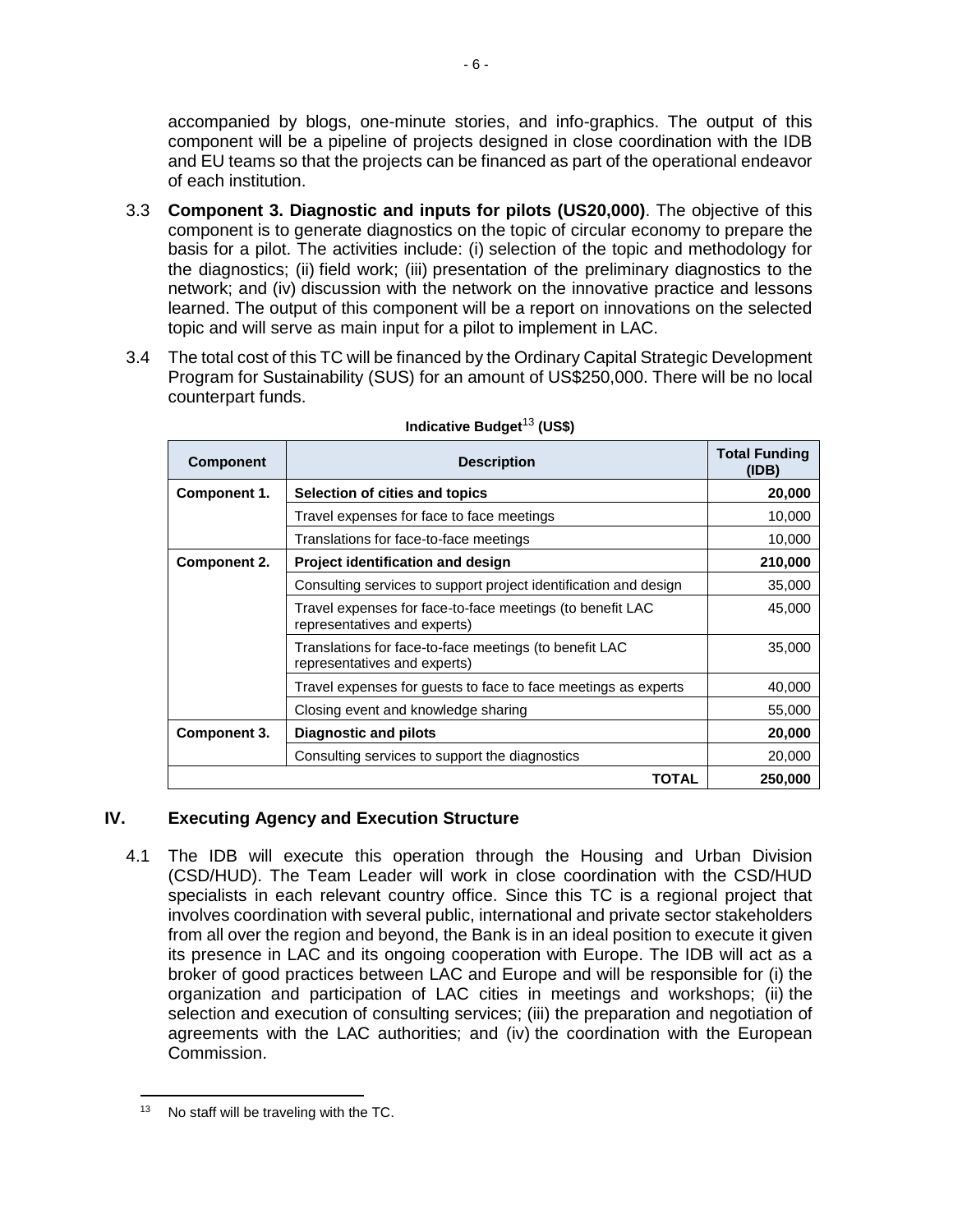accompanied by blogs, one-minute stories, and info-graphics. The output of this component will be a pipeline of projects designed in close coordination with the IDB and EU teams so that the projects can be financed as part of the operational endeavor of each institution.

3.3 **Component 3. Diagnostic and inputs for pilots (US20,000)**. The objective of this component is to generate diagnostics on the topic of circular economy to prepare the basis for a pilot. The activities include: (i) selection of the topic and methodology for the diagnostics; (ii) field work; (iii) presentation of the preliminary diagnostics to the network; and (iv) discussion with the network on the innovative practice and lessons learned. The output of this component will be a report on innovations on the selected topic and will serve as main input for a pilot to implement in LAC.

3.4 The total cost of this TC will be financed by the Ordinary Capital Strategic Development Program for Sustainability (SUS) for an amount of US$250,000. There will be no local counterpart funds.

**Indicative Budget[13] (US$)**

| Component | Description | Total Funding (IDB) |
| --- | --- | --- |
| **Component 1.** | **Selection of cities and topics** | **20,000** |
| | Travel expenses for face to face meetings | 10,000 |
| | Translations for face-to-face meetings | 10,000 |
| **Component 2.** | **Project identification and design** | **210,000** |
| | Consulting services to support project identification and design | 35,000 |
| | Travel expenses for face-to-face meetings (to benefit LAC representatives and experts) | 45,000 |
| | Translations for face-to-face meetings (to benefit LAC representatives and experts) | 35,000 |
| | Travel expenses for guests to face to face meetings as experts | 40,000 |
| | Closing event and knowledge sharing | 55,000 |
| **Component 3.** | **Diagnostic and pilots** | **20,000** |
| | Consulting services to support the diagnostics | 20,000 |
| | **TOTAL** | **250,000** |

## IV. Executing Agency and Execution Structure

4.1 The IDB will execute this operation through the Housing and Urban Division (CSD/HUD). The Team Leader will work in close coordination with the CSD/HUD specialists in each relevant country office. Since this TC is a regional project that involves coordination with several public, international and private sector stakeholders from all over the region and beyond, the Bank is in an ideal position to execute it given its presence in LAC and its ongoing cooperation with Europe. The IDB will act as a broker of good practices between LAC and Europe and will be responsible for (i) the organization and participation of LAC cities in meetings and workshops; (ii) the selection and execution of consulting services; (iii) the preparation and negotiation of agreements with the LAC authorities; and (iv) the coordination with the European Commission.

[13] No staff will be traveling with the TC.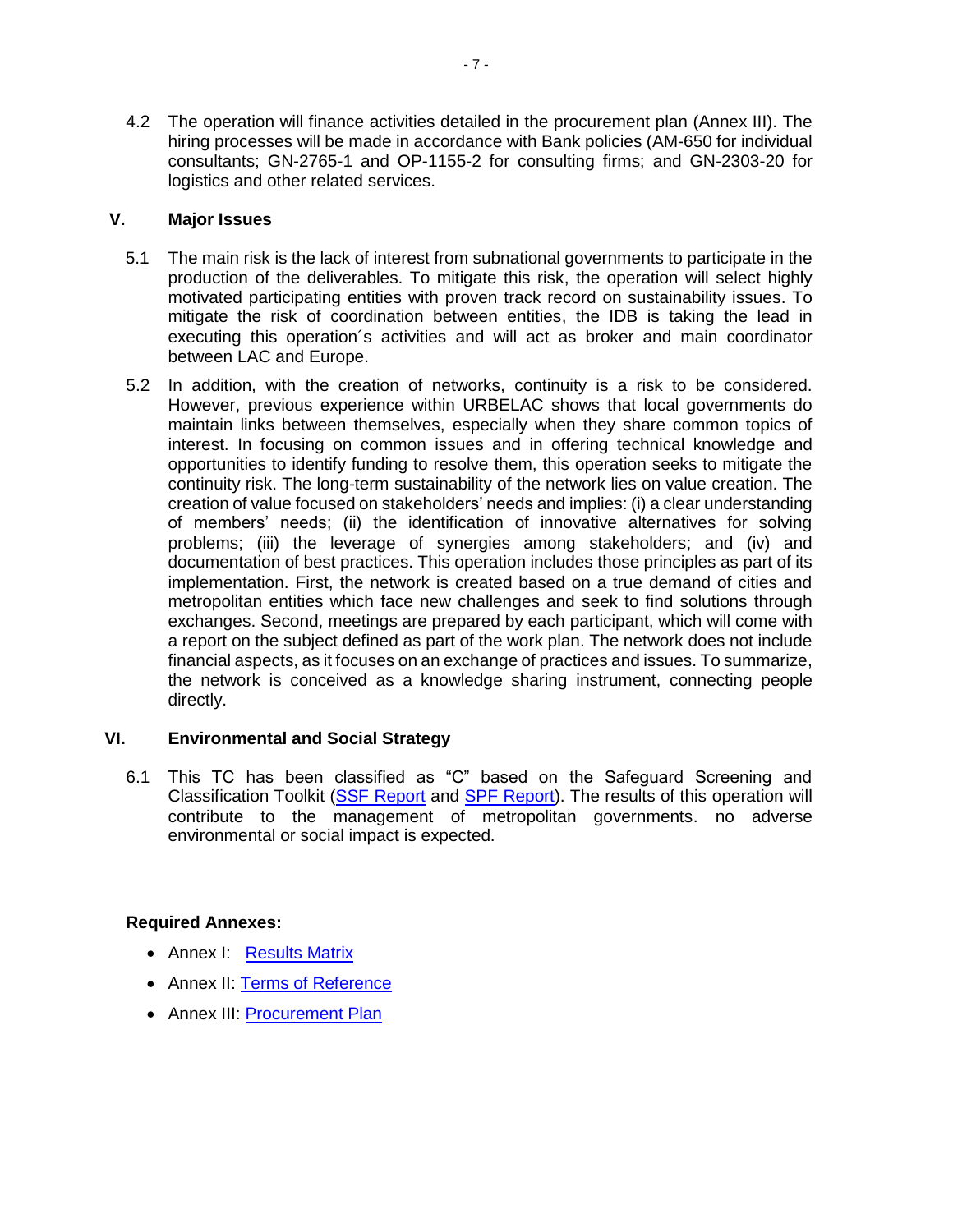4.2 The operation will finance activities detailed in the procurement plan (Annex III). The hiring processes will be made in accordance with Bank policies (AM-650 for individual consultants; GN-2765-1 and OP-1155-2 for consulting firms; and GN-2303-20 for logistics and other related services.

## V. Major Issues

5.1 The main risk is the lack of interest from subnational governments to participate in the production of the deliverables. To mitigate this risk, the operation will select highly motivated participating entities with proven track record on sustainability issues. To mitigate the risk of coordination between entities, the IDB is taking the lead in executing this operation´s activities and will act as broker and main coordinator between LAC and Europe.

5.2 In addition, with the creation of networks, continuity is a risk to be considered. However, previous experience within URBELAC shows that local governments do maintain links between themselves, especially when they share common topics of interest. In focusing on common issues and in offering technical knowledge and opportunities to identify funding to resolve them, this operation seeks to mitigate the continuity risk. The long-term sustainability of the network lies on value creation. The creation of value focused on stakeholders' needs and implies: (i) a clear understanding of members' needs; (ii) the identification of innovative alternatives for solving problems; (iii) the leverage of synergies among stakeholders; and (iv) and documentation of best practices. This operation includes those principles as part of its implementation. First, the network is created based on a true demand of cities and metropolitan entities which face new challenges and seek to find solutions through exchanges. Second, meetings are prepared by each participant, which will come with a report on the subject defined as part of the work plan. The network does not include financial aspects, as it focuses on an exchange of practices and issues. To summarize, the network is conceived as a knowledge sharing instrument, connecting people directly.

## VI. Environmental and Social Strategy

6.1 This TC has been classified as "C" based on the Safeguard Screening and Classification Toolkit (SSF Report and SPF Report). The results of this operation will contribute to the management of metropolitan governments. no adverse environmental or social impact is expected.

**Required Annexes:**

- Annex I: Results Matrix
- Annex II: Terms of Reference
- Annex III: Procurement Plan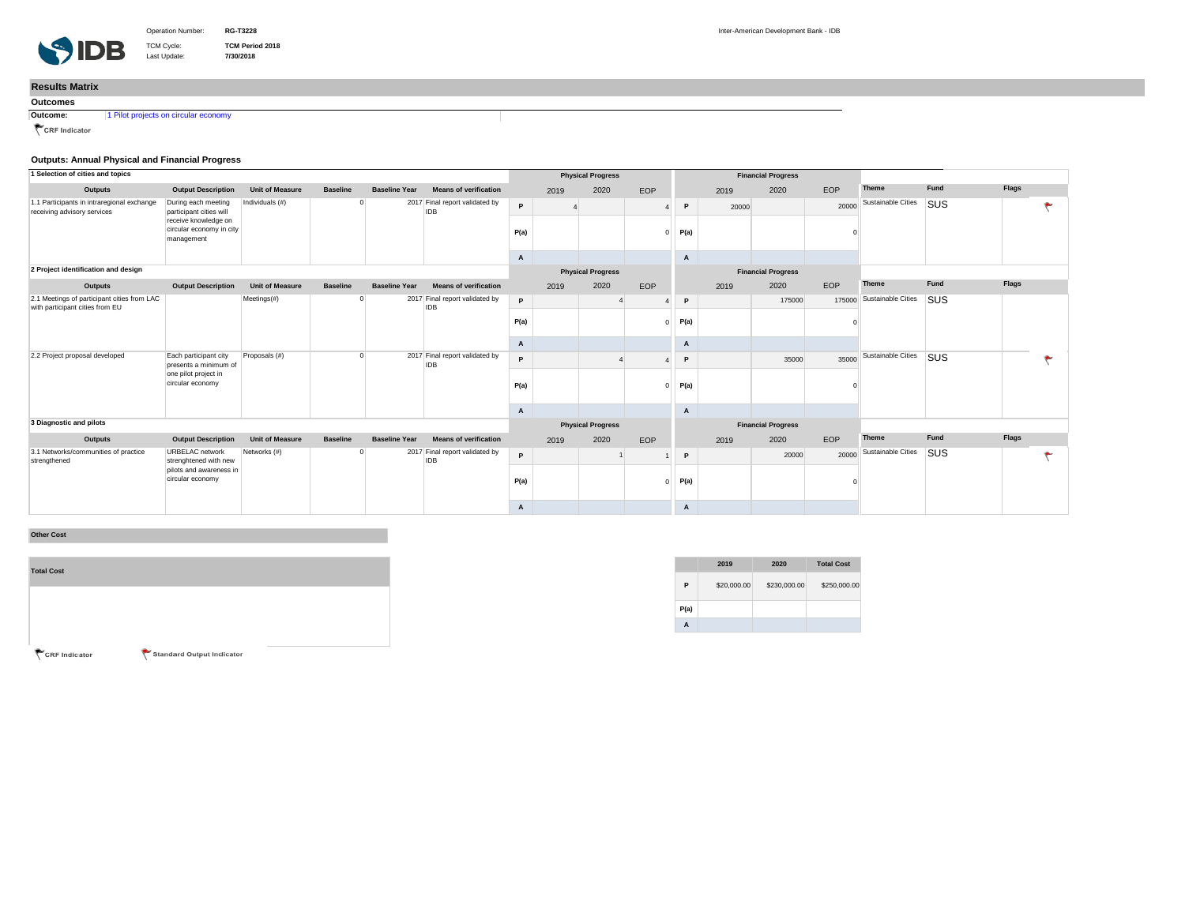Operation Number: **RG-T3228**
TCM Cycle: **TCM Period 2018**
Last Update: **7/30/2018**

Inter-American Development Bank - IDB

## Results Matrix

### Outcomes

**Outcome:** 1 Pilot projects on circular economy

CRF Indicator

### Outputs: Annual Physical and Financial Progress

**1 Selection of cities and topics**

| Outputs | Output Description | Unit of Measure | Baseline | Baseline Year | Means of verification | | Physical Progress 2019 | 2020 | EOP | | Financial Progress 2019 | 2020 | EOP | Theme | Fund | Flags |
|---|---|---|---|---|---|---|---|---|---|---|---|---|---|---|---|---|
| 1.1 Participants in intraregional exchange receiving advisory services | During each meeting participant cities will receive knowledge on circular economy in city management | Individuals (#) | 0 | 2017 | Final report validated by IDB | P | 4 | | 4 | P | 20000 | | 20000 | Sustainable Cities | SUS | Standard Output Indicator |
| | | | | | | P(a) | | | 0 | P(a) | | | 0 | | | |
| | | | | | | A | | | | A | | | | | | |

**2 Project identification and design**

| Outputs | Output Description | Unit of Measure | Baseline | Baseline Year | Means of verification | | Physical Progress 2019 | 2020 | EOP | | Financial Progress 2019 | 2020 | EOP | Theme | Fund | Flags |
|---|---|---|---|---|---|---|---|---|---|---|---|---|---|---|---|---|
| 2.1 Meetings of participant cities from LAC with participant cities from EU | | Meetings(#) | 0 | 2017 | Final report validated by IDB | P | | 4 | 4 | P | | 175000 | 175000 | Sustainable Cities | SUS | |
| | | | | | | P(a) | | | 0 | P(a) | | | 0 | | | |
| | | | | | | A | | | | A | | | | | | |
| 2.2 Project proposal developed | Each participant city presents a minimum of one pilot project in circular economy | Proposals (#) | 0 | 2017 | Final report validated by IDB | P | | 4 | 4 | P | | 35000 | 35000 | Sustainable Cities | SUS | Standard Output Indicator |
| | | | | | | P(a) | | | 0 | P(a) | | | 0 | | | |
| | | | | | | A | | | | A | | | | | | |

**3 Diagnostic and pilots**

| Outputs | Output Description | Unit of Measure | Baseline | Baseline Year | Means of verification | | Physical Progress 2019 | 2020 | EOP | | Financial Progress 2019 | 2020 | EOP | Theme | Fund | Flags |
|---|---|---|---|---|---|---|---|---|---|---|---|---|---|---|---|---|
| 3.1 Networks/communities of practice strengthened | URBELAC network strenghtened with new pilots and awareness in circular economy | Networks (#) | 0 | 2017 | Final report validated by IDB | P | | 1 | 1 | P | | 20000 | 20000 | Sustainable Cities | SUS | Standard Output Indicator |
| | | | | | | P(a) | | | 0 | P(a) | | | 0 | | | |
| | | | | | | A | | | | A | | | | | | |

**Other Cost**

**Total Cost**

| | 2019 | 2020 | Total Cost |
|---|---|---|---|
| P | $20,000.00 | $230,000.00 | $250,000.00 |
| P(a) | | | |
| A | | | |

CRF Indicator    Standard Output Indicator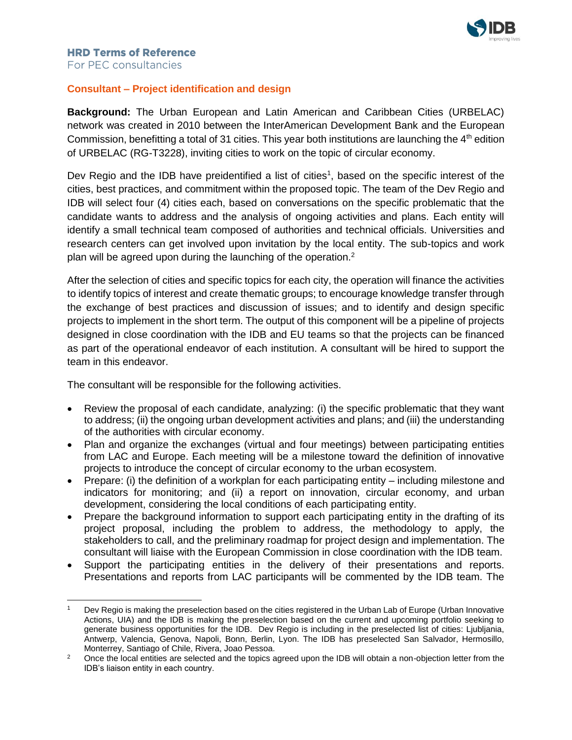## HRD Terms of Reference

For PEC consultancies

### Consultant – Project identification and design

**Background:** The Urban European and Latin American and Caribbean Cities (URBELAC) network was created in 2010 between the InterAmerican Development Bank and the European Commission, benefitting a total of 31 cities. This year both institutions are launching the 4th edition of URBELAC (RG-T3228), inviting cities to work on the topic of circular economy.

Dev Regio and the IDB have preidentified a list of cities[1], based on the specific interest of the cities, best practices, and commitment within the proposed topic. The team of the Dev Regio and IDB will select four (4) cities each, based on conversations on the specific problematic that the candidate wants to address and the analysis of ongoing activities and plans. Each entity will identify a small technical team composed of authorities and technical officials. Universities and research centers can get involved upon invitation by the local entity. The sub-topics and work plan will be agreed upon during the launching of the operation.[2]

After the selection of cities and specific topics for each city, the operation will finance the activities to identify topics of interest and create thematic groups; to encourage knowledge transfer through the exchange of best practices and discussion of issues; and to identify and design specific projects to implement in the short term. The output of this component will be a pipeline of projects designed in close coordination with the IDB and EU teams so that the projects can be financed as part of the operational endeavor of each institution. A consultant will be hired to support the team in this endeavor.

The consultant will be responsible for the following activities.

- Review the proposal of each candidate, analyzing: (i) the specific problematic that they want to address; (ii) the ongoing urban development activities and plans; and (iii) the understanding of the authorities with circular economy.
- Plan and organize the exchanges (virtual and four meetings) between participating entities from LAC and Europe. Each meeting will be a milestone toward the definition of innovative projects to introduce the concept of circular economy to the urban ecosystem.
- Prepare: (i) the definition of a workplan for each participating entity – including milestone and indicators for monitoring; and (ii) a report on innovation, circular economy, and urban development, considering the local conditions of each participating entity.
- Prepare the background information to support each participating entity in the drafting of its project proposal, including the problem to address, the methodology to apply, the stakeholders to call, and the preliminary roadmap for project design and implementation. The consultant will liaise with the European Commission in close coordination with the IDB team.
- Support the participating entities in the delivery of their presentations and reports. Presentations and reports from LAC participants will be commented by the IDB team. The

---

[1] Dev Regio is making the preselection based on the cities registered in the Urban Lab of Europe (Urban Innovative Actions, UIA) and the IDB is making the preselection based on the current and upcoming portfolio seeking to generate business opportunities for the IDB. Dev Regio is including in the preselected list of cities: Ljubljania, Antwerp, Valencia, Genova, Napoli, Bonn, Berlin, Lyon. The IDB has preselected San Salvador, Hermosillo, Monterrey, Santiago of Chile, Rivera, Joao Pessoa.

[2] Once the local entities are selected and the topics agreed upon the IDB will obtain a non-objection letter from the IDB's liaison entity in each country.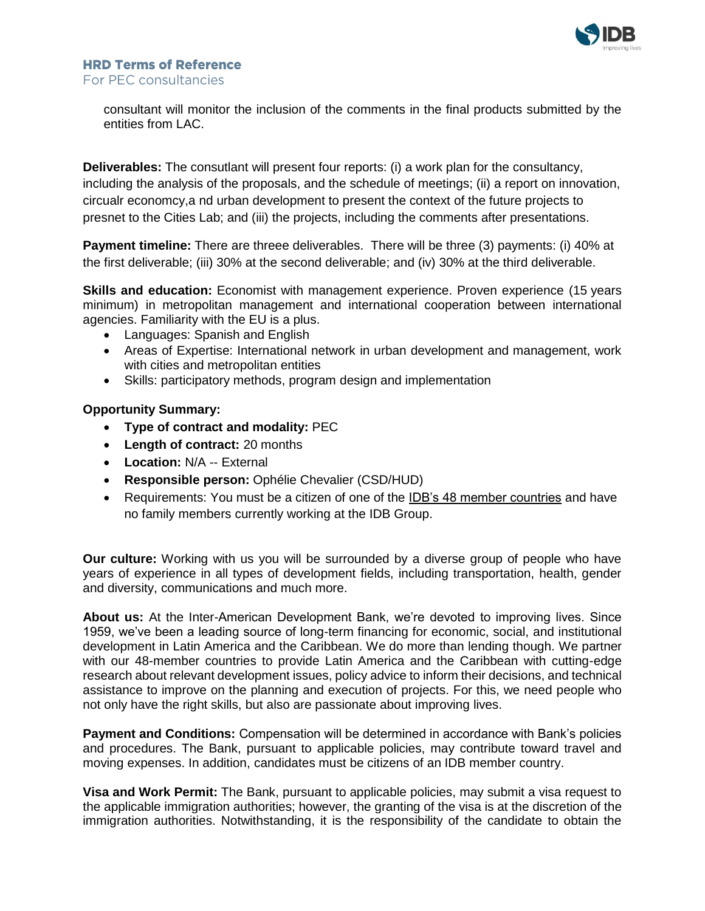consultant will monitor the inclusion of the comments in the final products submitted by the entities from LAC.

**Deliverables:** The consultant will present four reports: (i) a work plan for the consultancy, including the analysis of the proposals, and the schedule of meetings; (ii) a report on innovation, circualr economcy,a nd urban development to present the context of the future projects to presnet to the Cities Lab; and (iii) the projects, including the comments after presentations.

**Payment timeline:** There are threee deliverables. There will be three (3) payments: (i) 40% at the first deliverable; (iii) 30% at the second deliverable; and (iv) 30% at the third deliverable.

**Skills and education:** Economist with management experience. Proven experience (15 years minimum) in metropolitan management and international cooperation between international agencies. Familiarity with the EU is a plus.

- Languages: Spanish and English
- Areas of Expertise: International network in urban development and management, work with cities and metropolitan entities
- Skills: participatory methods, program design and implementation

**Opportunity Summary:**

- **Type of contract and modality:** PEC
- **Length of contract:** 20 months
- **Location:** N/A -- External
- **Responsible person:** Ophélie Chevalier (CSD/HUD)
- Requirements: You must be a citizen of one of the IDB's 48 member countries and have no family members currently working at the IDB Group.

**Our culture:** Working with us you will be surrounded by a diverse group of people who have years of experience in all types of development fields, including transportation, health, gender and diversity, communications and much more.

**About us:** At the Inter-American Development Bank, we're devoted to improving lives. Since 1959, we've been a leading source of long-term financing for economic, social, and institutional development in Latin America and the Caribbean. We do more than lending though. We partner with our 48-member countries to provide Latin America and the Caribbean with cutting-edge research about relevant development issues, policy advice to inform their decisions, and technical assistance to improve on the planning and execution of projects. For this, we need people who not only have the right skills, but also are passionate about improving lives.

**Payment and Conditions:** Compensation will be determined in accordance with Bank's policies and procedures. The Bank, pursuant to applicable policies, may contribute toward travel and moving expenses. In addition, candidates must be citizens of an IDB member country.

**Visa and Work Permit:** The Bank, pursuant to applicable policies, may submit a visa request to the applicable immigration authorities; however, the granting of the visa is at the discretion of the immigration authorities. Notwithstanding, it is the responsibility of the candidate to obtain the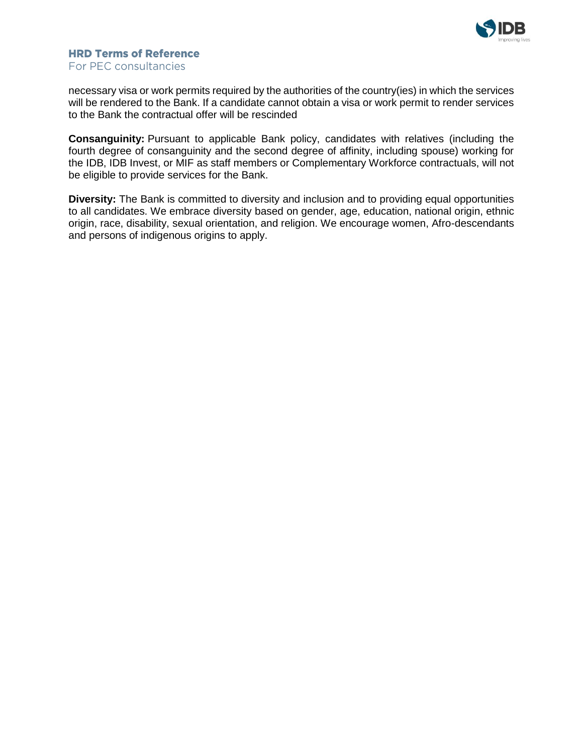necessary visa or work permits required by the authorities of the country(ies) in which the services will be rendered to the Bank. If a candidate cannot obtain a visa or work permit to render services to the Bank the contractual offer will be rescinded

**Consanguinity:** Pursuant to applicable Bank policy, candidates with relatives (including the fourth degree of consanguinity and the second degree of affinity, including spouse) working for the IDB, IDB Invest, or MIF as staff members or Complementary Workforce contractuals, will not be eligible to provide services for the Bank.

**Diversity:** The Bank is committed to diversity and inclusion and to providing equal opportunities to all candidates. We embrace diversity based on gender, age, education, national origin, ethnic origin, race, disability, sexual orientation, and religion. We encourage women, Afro-descendants and persons of indigenous origins to apply.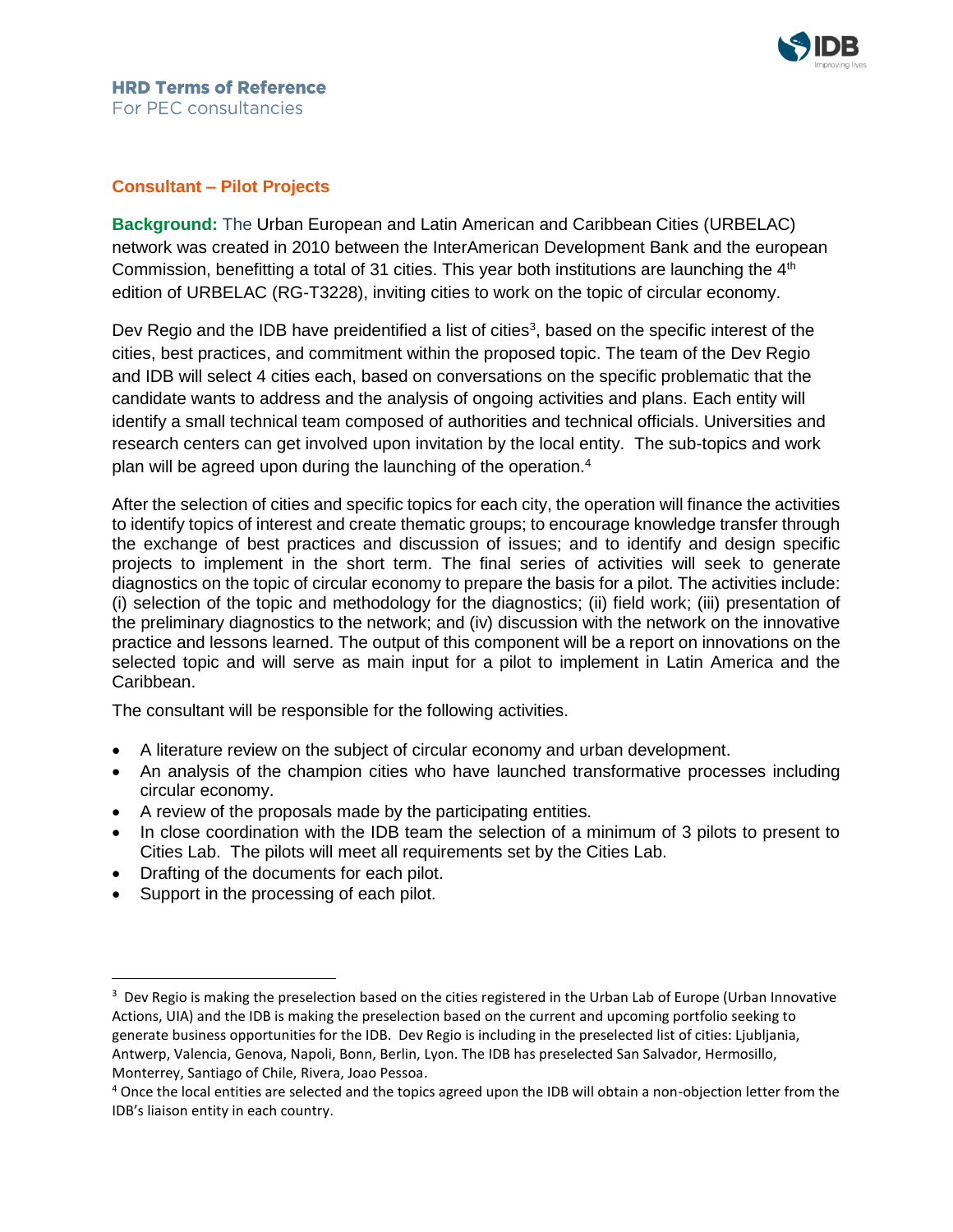**HRD Terms of Reference**
For PEC consultancies

## Consultant – Pilot Projects

**Background:** The Urban European and Latin American and Caribbean Cities (URBELAC) network was created in 2010 between the InterAmerican Development Bank and the european Commission, benefitting a total of 31 cities. This year both institutions are launching the 4th edition of URBELAC (RG-T3228), inviting cities to work on the topic of circular economy.

Dev Regio and the IDB have preidentified a list of cities[3], based on the specific interest of the cities, best practices, and commitment within the proposed topic. The team of the Dev Regio and IDB will select 4 cities each, based on conversations on the specific problematic that the candidate wants to address and the analysis of ongoing activities and plans. Each entity will identify a small technical team composed of authorities and technical officials. Universities and research centers can get involved upon invitation by the local entity. The sub-topics and work plan will be agreed upon during the launching of the operation.[4]

After the selection of cities and specific topics for each city, the operation will finance the activities to identify topics of interest and create thematic groups; to encourage knowledge transfer through the exchange of best practices and discussion of issues; and to identify and design specific projects to implement in the short term. The final series of activities will seek to generate diagnostics on the topic of circular economy to prepare the basis for a pilot. The activities include: (i) selection of the topic and methodology for the diagnostics; (ii) field work; (iii) presentation of the preliminary diagnostics to the network; and (iv) discussion with the network on the innovative practice and lessons learned. The output of this component will be a report on innovations on the selected topic and will serve as main input for a pilot to implement in Latin America and the Caribbean.

The consultant will be responsible for the following activities.

- A literature review on the subject of circular economy and urban development.
- An analysis of the champion cities who have launched transformative processes including circular economy.
- A review of the proposals made by the participating entities.
- In close coordination with the IDB team the selection of a minimum of 3 pilots to present to Cities Lab. The pilots will meet all requirements set by the Cities Lab.
- Drafting of the documents for each pilot.
- Support in the processing of each pilot.

---

[3] Dev Regio is making the preselection based on the cities registered in the Urban Lab of Europe (Urban Innovative Actions, UIA) and the IDB is making the preselection based on the current and upcoming portfolio seeking to generate business opportunities for the IDB. Dev Regio is including in the preselected list of cities: Ljubljania, Antwerp, Valencia, Genova, Napoli, Bonn, Berlin, Lyon. The IDB has preselected San Salvador, Hermosillo, Monterrey, Santiago of Chile, Rivera, Joao Pessoa.

[4] Once the local entities are selected and the topics agreed upon the IDB will obtain a non-objection letter from the IDB's liaison entity in each country.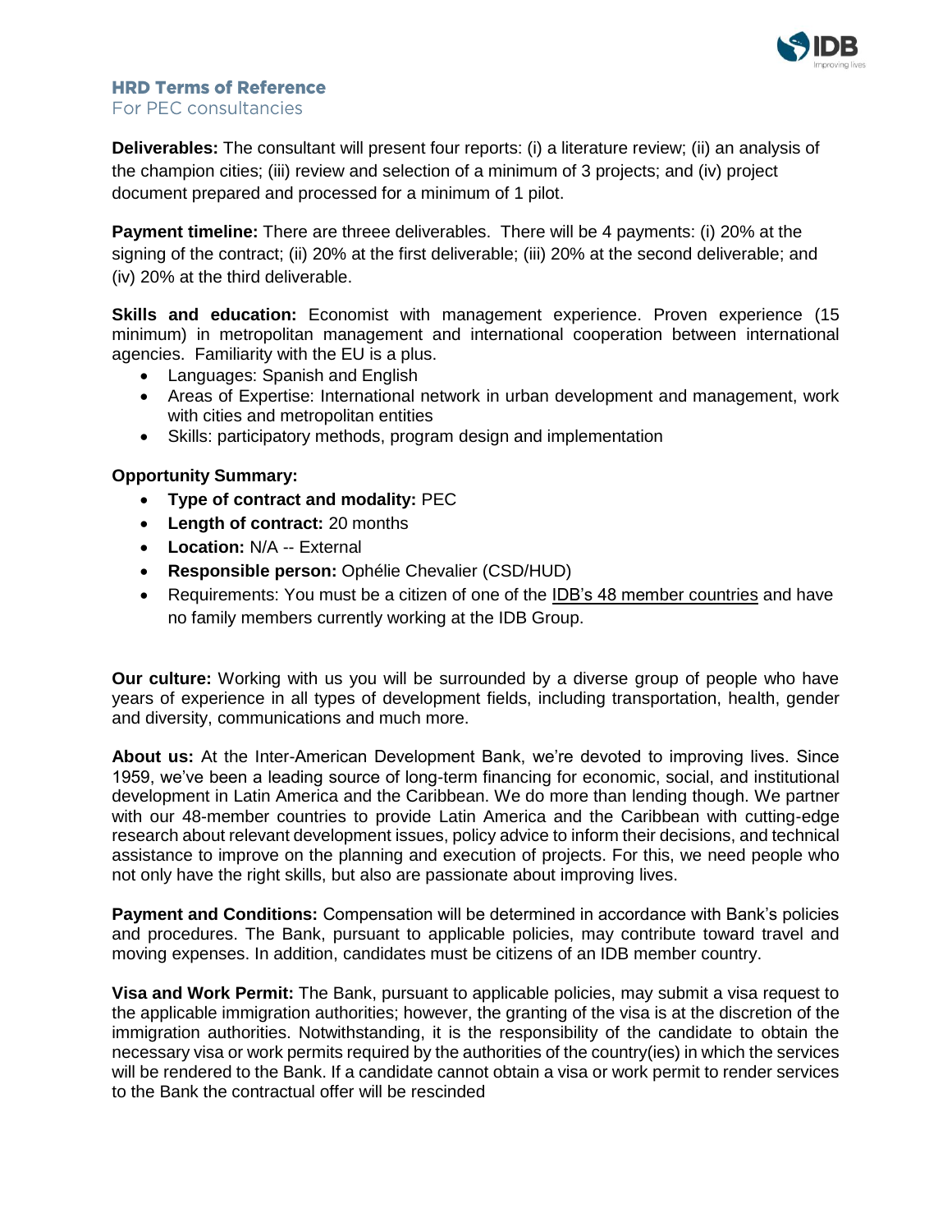## HRD Terms of Reference
For PEC consultancies

**Deliverables:** The consultant will present four reports: (i) a literature review; (ii) an analysis of the champion cities; (iii) review and selection of a minimum of 3 projects; and (iv) project document prepared and processed for a minimum of 1 pilot.

**Payment timeline:** There are threee deliverables. There will be 4 payments: (i) 20% at the signing of the contract; (ii) 20% at the first deliverable; (iii) 20% at the second deliverable; and (iv) 20% at the third deliverable.

**Skills and education:** Economist with management experience. Proven experience (15 minimum) in metropolitan management and international cooperation between international agencies. Familiarity with the EU is a plus.

- Languages: Spanish and English
- Areas of Expertise: International network in urban development and management, work with cities and metropolitan entities
- Skills: participatory methods, program design and implementation

**Opportunity Summary:**

- **Type of contract and modality:** PEC
- **Length of contract:** 20 months
- **Location:** N/A -- External
- **Responsible person:** Ophélie Chevalier (CSD/HUD)
- Requirements: You must be a citizen of one of the IDB's 48 member countries and have no family members currently working at the IDB Group.

**Our culture:** Working with us you will be surrounded by a diverse group of people who have years of experience in all types of development fields, including transportation, health, gender and diversity, communications and much more.

**About us:** At the Inter-American Development Bank, we're devoted to improving lives. Since 1959, we've been a leading source of long-term financing for economic, social, and institutional development in Latin America and the Caribbean. We do more than lending though. We partner with our 48-member countries to provide Latin America and the Caribbean with cutting-edge research about relevant development issues, policy advice to inform their decisions, and technical assistance to improve on the planning and execution of projects. For this, we need people who not only have the right skills, but also are passionate about improving lives.

**Payment and Conditions:** Compensation will be determined in accordance with Bank's policies and procedures. The Bank, pursuant to applicable policies, may contribute toward travel and moving expenses. In addition, candidates must be citizens of an IDB member country.

**Visa and Work Permit:** The Bank, pursuant to applicable policies, may submit a visa request to the applicable immigration authorities; however, the granting of the visa is at the discretion of the immigration authorities. Notwithstanding, it is the responsibility of the candidate to obtain the necessary visa or work permits required by the authorities of the country(ies) in which the services will be rendered to the Bank. If a candidate cannot obtain a visa or work permit to render services to the Bank the contractual offer will be rescinded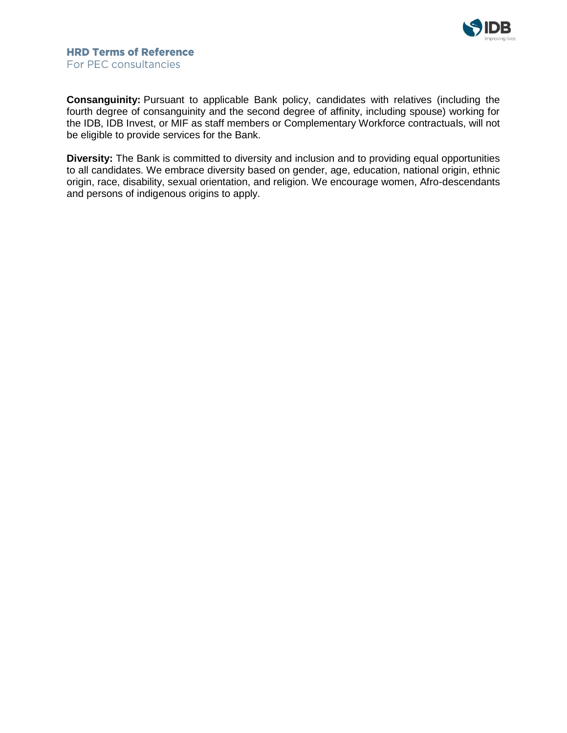**Consanguinity:** Pursuant to applicable Bank policy, candidates with relatives (including the fourth degree of consanguinity and the second degree of affinity, including spouse) working for the IDB, IDB Invest, or MIF as staff members or Complementary Workforce contractuals, will not be eligible to provide services for the Bank.

**Diversity:** The Bank is committed to diversity and inclusion and to providing equal opportunities to all candidates. We embrace diversity based on gender, age, education, national origin, ethnic origin, race, disability, sexual orientation, and religion. We encourage women, Afro-descendants and persons of indigenous origins to apply.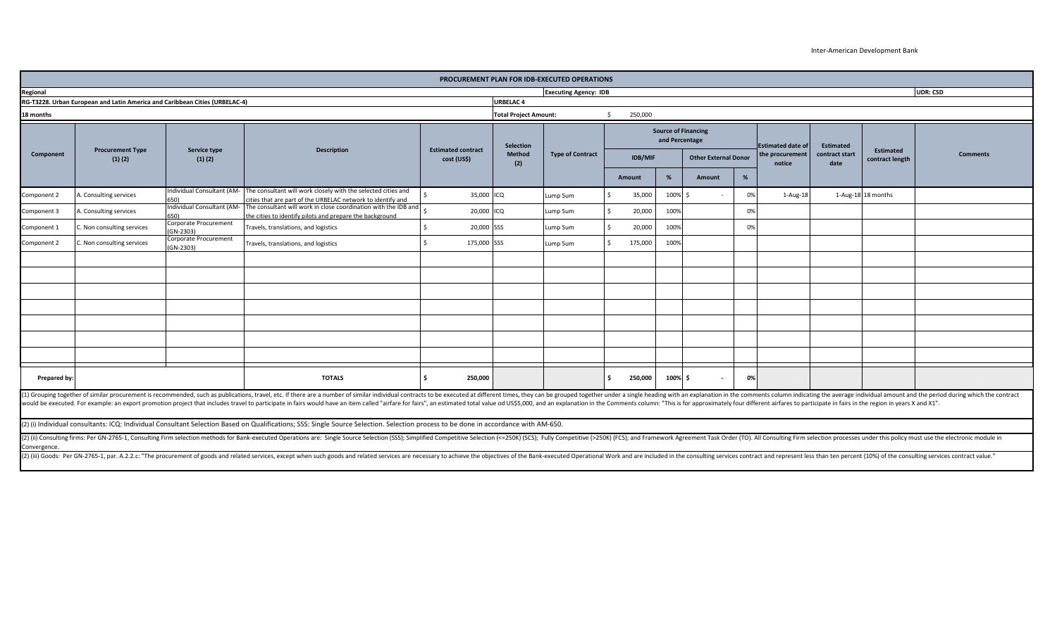Inter-American Development Bank

| PROCUREMENT PLAN FOR IDB-EXECUTED OPERATIONS | | | | | | | | | | | | | | |
|---|---|---|---|---|---|---|---|---|---|---|---|---|---|---|
| Regional | | | | | | Executing Agency: IDB | | | | | | | | UDR: CSD |
| RG-T3228. Urban European and Latin America and Caribbean Cities (URBELAC-4) | | | | | URBELAC 4 | | | | | | | | | |
| 18 months | | | | | Total Project Amount: | | $ 250,000 | | | | | | | |
| Component | Procurement Type (1) (2) | Service type (1) (2) | Description | Estimated contract cost (US$) | Selection Method (2) | Type of Contract | Source of Financing and Percentage | | | | Estimated date of the procurement notice | Estimated contract start date | Estimated contract length | Comments |
| | | | | | | | IDB/MIF | | Other External Donor | | | | | |
| | | | | | | | Amount | % | Amount | % | | | | |
| Component 2 | A. Consulting services | Individual Consultant (AM-650) | The consultant will work closely with the selected cities and cities that are part of the URBELAC network to identify and | $ 35,000 | ICQ | Lump Sum | $ 35,000 | 100% | $ - | 0% | 1-Aug-18 | 1-Aug-18 | 18 months | |
| Component 3 | A. Consulting services | Individual Consultant (AM-650) | The consultant will work in close coordination with the IDB and the cities to identify pilots and prepare the background | $ 20,000 | ICQ | Lump Sum | $ 20,000 | 100% | | 0% | | | | |
| Component 1 | C. Non consulting services | Corporate Procurement (GN-2303) | Travels, translations, and logistics | $ 20,000 | SSS | Lump Sum | $ 20,000 | 100% | | 0% | | | | |
| Component 2 | C. Non consulting services | Corporate Procurement (GN-2303) | Travels, translations, and logistics | $ 175,000 | SSS | Lump Sum | $ 175,000 | 100% | | | | | | |
| Prepared by: | | | TOTALS | $ 250,000 | | | $ 250,000 | 100% | $ - | 0% | | | | |

(1) Grouping together of similar procurement is recommended, such as publications, travel, etc. If there are a number of similar individual contracts to be executed at different times, they can be grouped together under a single heading with an explanation in the comments column indicating the average individual amount and the period during which the contract would be executed. For example: an export promotion project that includes travel to participate in fairs would have an item called "airfare for fairs", an estimated total value od US$5,000, and an explanation in the Comments column: "This is for approximately four different airfares to participate in fairs in the region in years X and X1".

(2) (i) Individual consultants: ICQ: Individual Consultant Selection Based on Qualifications; SSS: Single Source Selection. Selection process to be done in accordance with AM-650.

(2) (ii) Consulting firms: Per GN-2765-1, Consulting Firm selection methods for Bank-executed Operations are: Single Source Selection (SSS); Simplified Competitive Selection (<=250K) (SCS); Fully Competitive (>250K) (FCS); and Framework Agreement Task Order (TO). All Consulting Firm selection processes under this policy must use the electronic module in Convergence.

(2) (iii) Goods: Per GN-2765-1, par. A.2.2.c: "The procurement of goods and related services, except when such goods and related services are necessary to achieve the objectives of the Bank-executed Operational Work and are included in the consulting services contract and represent less than ten percent (10%) of the consulting services contract value."